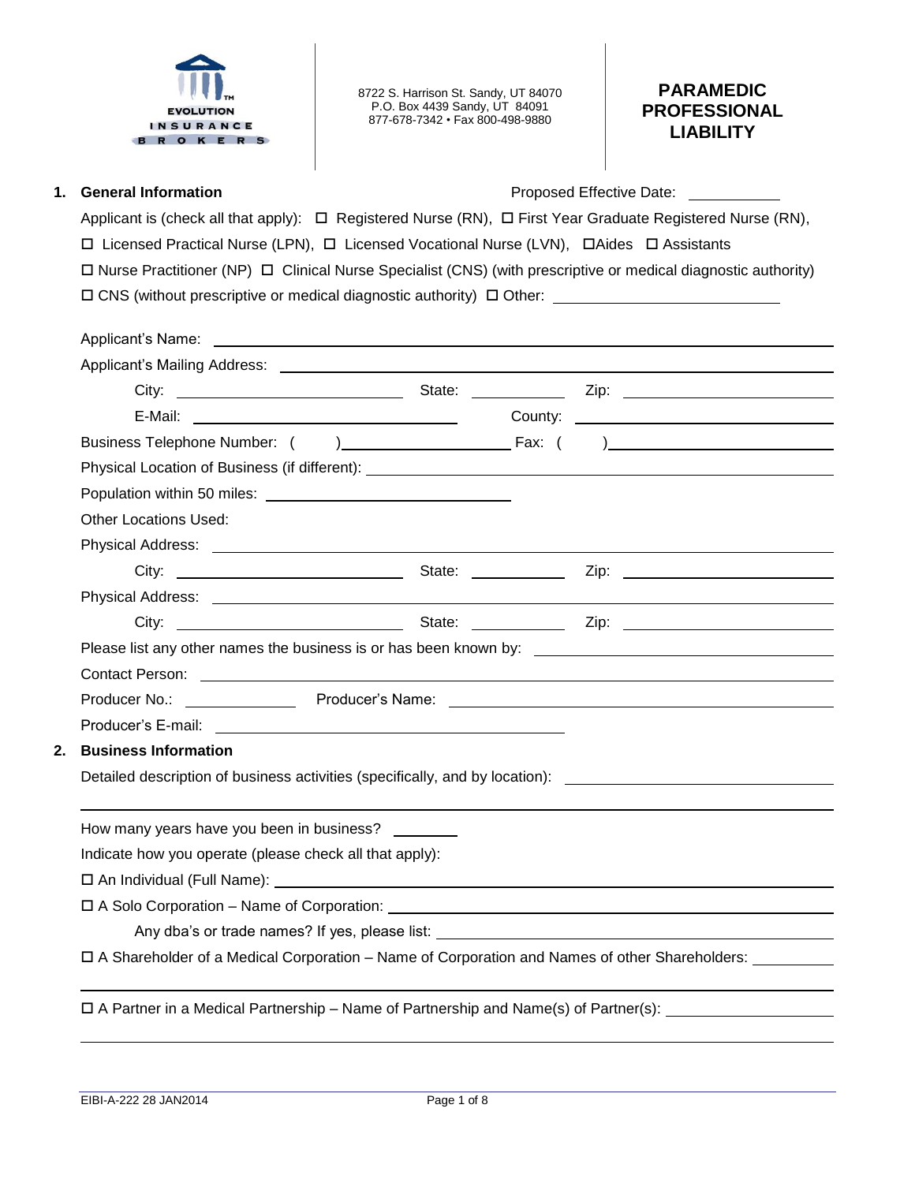EVOLUTION INSURANCE BROKERS

8722 S. Harrison St. Sandy, UT 84070
P.O. Box 4439 Sandy, UT 84091
877-678-7342 • Fax 800-498-9880

# PARAMEDIC PROFESSIONAL LIABILITY

## 1. General Information

Proposed Effective Date: ___________

Applicant is (check all that apply): ☐ Registered Nurse (RN), ☐ First Year Graduate Registered Nurse (RN), ☐ Licensed Practical Nurse (LPN), ☐ Licensed Vocational Nurse (LVN), ☐Aides ☐ Assistants ☐ Nurse Practitioner (NP) ☐ Clinical Nurse Specialist (CNS) (with prescriptive or medical diagnostic authority) ☐ CNS (without prescriptive or medical diagnostic authority) ☐ Other: ___________________________

Applicant's Name: ___________________________

Applicant's Mailing Address: ___________________________

City: ___________ State: ___________ Zip: ___________

E-Mail: ___________ County: ___________

Business Telephone Number: ( ) ___________ Fax: ( ) ___________

Physical Location of Business (if different): ___________________________

Population within 50 miles: ___________________________

Other Locations Used:

Physical Address: ___________________________

City: ___________ State: ___________ Zip: ___________

Physical Address: ___________________________

City: ___________ State: ___________ Zip: ___________

Please list any other names the business is or has been known by: ___________________________

Contact Person: ___________________________

Producer No.: ___________ Producer's Name: ___________________________

Producer's E-mail: ___________________________

## 2. Business Information

Detailed description of business activities (specifically, and by location): ___________________________

___________________________

How many years have you been in business? ________

Indicate how you operate (please check all that apply):

☐ An Individual (Full Name): ___________________________

☐ A Solo Corporation – Name of Corporation: ___________________________

Any dba's or trade names? If yes, please list: ___________________________

☐ A Shareholder of a Medical Corporation – Name of Corporation and Names of other Shareholders: ___________

___________________________

☐ A Partner in a Medical Partnership – Name of Partnership and Name(s) of Partner(s): ___________________________

___________________________

EIBI-A-222 28 JAN2014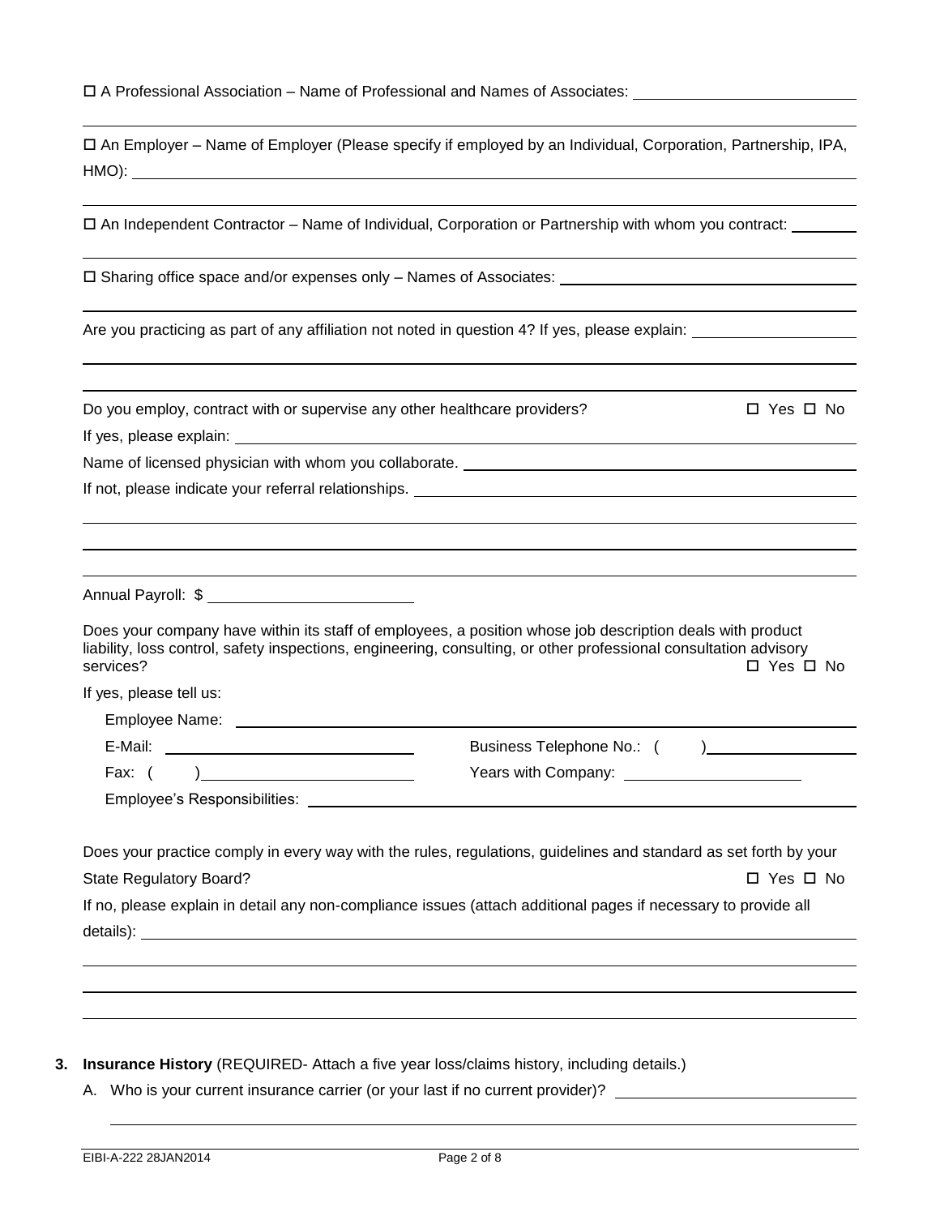☐ A Professional Association – Name of Professional and Names of Associates: ______________________

☐ An Employer – Name of Employer (Please specify if employed by an Individual, Corporation, Partnership, IPA, HMO): ______________________

☐ An Independent Contractor – Name of Individual, Corporation or Partnership with whom you contract: ________

☐ Sharing office space and/or expenses only – Names of Associates: ______________________

Are you practicing as part of any affiliation not noted in question 4? If yes, please explain: ______________________

Do you employ, contract with or supervise any other healthcare providers? ☐ Yes ☐ No

If yes, please explain: ______________________

Name of licensed physician with whom you collaborate. ______________________

If not, please indicate your referral relationships. ______________________

Annual Payroll: $ ______________________

Does your company have within its staff of employees, a position whose job description deals with product liability, loss control, safety inspections, engineering, consulting, or other professional consultation advisory services? ☐ Yes ☐ No

If yes, please tell us:

Employee Name: ______________________

E-Mail: ______________________ Business Telephone No.: ( ) ______________________

Fax: ( ) ______________________ Years with Company: ______________________

Employee's Responsibilities: ______________________

Does your practice comply in every way with the rules, regulations, guidelines and standard as set forth by your State Regulatory Board? ☐ Yes ☐ No

If no, please explain in detail any non-compliance issues (attach additional pages if necessary to provide all details): ______________________

**3. Insurance History** (REQUIRED- Attach a five year loss/claims history, including details.)

A. Who is your current insurance carrier (or your last if no current provider)? ______________________

EIBI-A-222 28JAN2014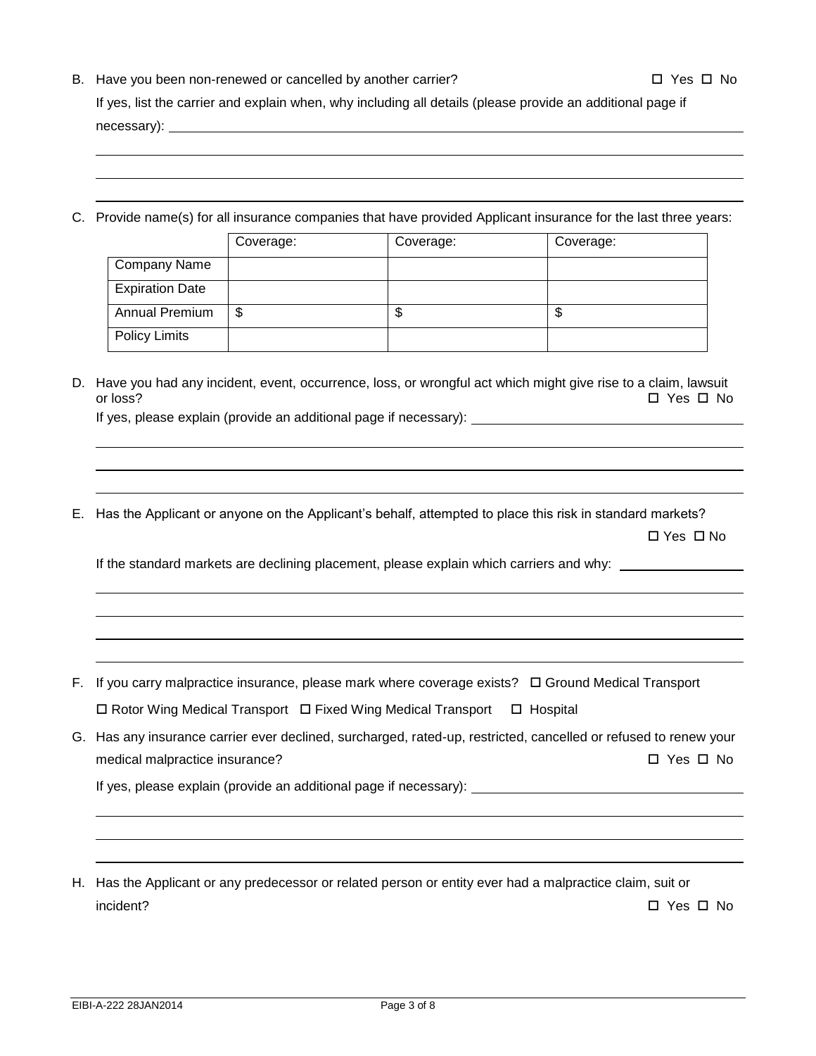B. Have you been non-renewed or cancelled by another carrier? ☐ Yes ☐ No

If yes, list the carrier and explain when, why including all details (please provide an additional page if necessary): \_\_\_\_\_\_\_\_\_\_\_\_\_\_\_\_\_\_\_\_\_\_\_\_\_\_\_\_\_\_\_\_\_\_\_\_\_\_\_\_

C. Provide name(s) for all insurance companies that have provided Applicant insurance for the last three years:

| | Coverage: | Coverage: | Coverage: |
|---|---|---|---|
| Company Name | | | |
| Expiration Date | | | |
| Annual Premium | $ | $ | $ |
| Policy Limits | | | |

D. Have you had any incident, event, occurrence, loss, or wrongful act which might give rise to a claim, lawsuit or loss? ☐ Yes ☐ No

If yes, please explain (provide an additional page if necessary): \_\_\_\_\_\_\_\_\_\_\_\_\_\_\_\_\_\_\_\_\_\_\_\_\_\_\_\_\_\_\_\_\_\_\_\_\_\_\_\_

E. Has the Applicant or anyone on the Applicant's behalf, attempted to place this risk in standard markets? ☐ Yes ☐ No

If the standard markets are declining placement, please explain which carriers and why: \_\_\_\_\_\_\_\_\_\_\_\_\_\_\_\_\_\_\_\_

F. If you carry malpractice insurance, please mark where coverage exists? ☐ Ground Medical Transport ☐ Rotor Wing Medical Transport ☐ Fixed Wing Medical Transport ☐ Hospital

G. Has any insurance carrier ever declined, surcharged, rated-up, restricted, cancelled or refused to renew your medical malpractice insurance? ☐ Yes ☐ No

If yes, please explain (provide an additional page if necessary): \_\_\_\_\_\_\_\_\_\_\_\_\_\_\_\_\_\_\_\_\_\_\_\_\_\_\_\_\_\_\_\_\_\_\_\_\_\_\_\_

H. Has the Applicant or any predecessor or related person or entity ever had a malpractice claim, suit or incident? ☐ Yes ☐ No

EIBI-A-222 28JAN2014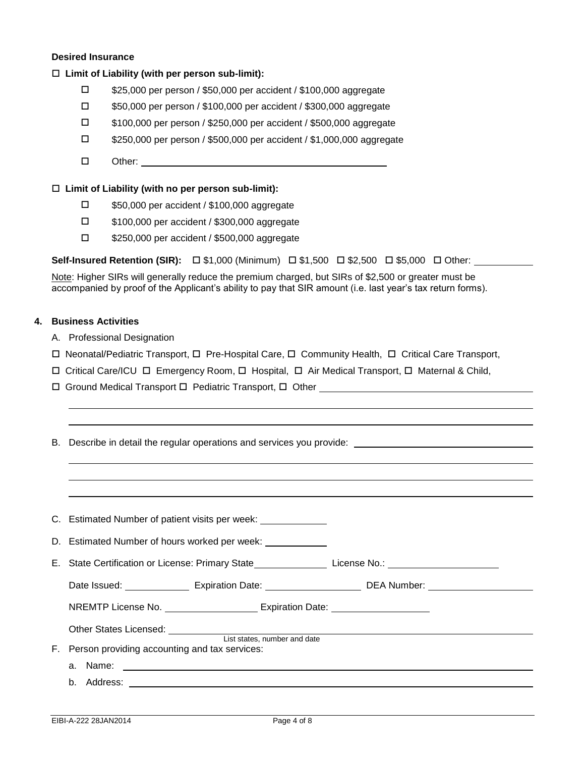**Desired Insurance**

☐ **Limit of Liability (with per person sub-limit):**

- ☐ $25,000 per person / $50,000 per accident / $100,000 aggregate
- ☐ $50,000 per person / $100,000 per accident / $300,000 aggregate
- ☐ $100,000 per person / $250,000 per accident / $500,000 aggregate
- ☐ $250,000 per person / $500,000 per accident / $1,000,000 aggregate
- ☐ Other: ______________________________

☐ **Limit of Liability (with no per person sub-limit):**

- ☐ $50,000 per accident / $100,000 aggregate
- ☐ $100,000 per accident / $300,000 aggregate
- ☐ $250,000 per accident / $500,000 aggregate

**Self-Insured Retention (SIR):** ☐ $1,000 (Minimum) ☐ $1,500 ☐ $2,500 ☐ $5,000 ☐ Other: __________

Note: Higher SIRs will generally reduce the premium charged, but SIRs of $2,500 or greater must be accompanied by proof of the Applicant's ability to pay that SIR amount (i.e. last year's tax return forms).

**4. Business Activities**

A. Professional Designation

☐ Neonatal/Pediatric Transport, ☐ Pre-Hospital Care, ☐ Community Health, ☐ Critical Care Transport,
☐ Critical Care/ICU ☐ Emergency Room, ☐ Hospital, ☐ Air Medical Transport, ☐ Maternal & Child,
☐ Ground Medical Transport ☐ Pediatric Transport, ☐ Other ______________________________

______________________________

______________________________

B. Describe in detail the regular operations and services you provide: ______________________________

______________________________

______________________________

______________________________

C. Estimated Number of patient visits per week: __________

D. Estimated Number of hours worked per week: __________

E. State Certification or License: Primary State__________ License No.: __________

Date Issued: __________ Expiration Date: __________ DEA Number: __________

NREMTP License No. __________ Expiration Date: __________

Other States Licensed: ______________________________
List states, number and date

F. Person providing accounting and tax services:

a. Name: ______________________________

b. Address: ______________________________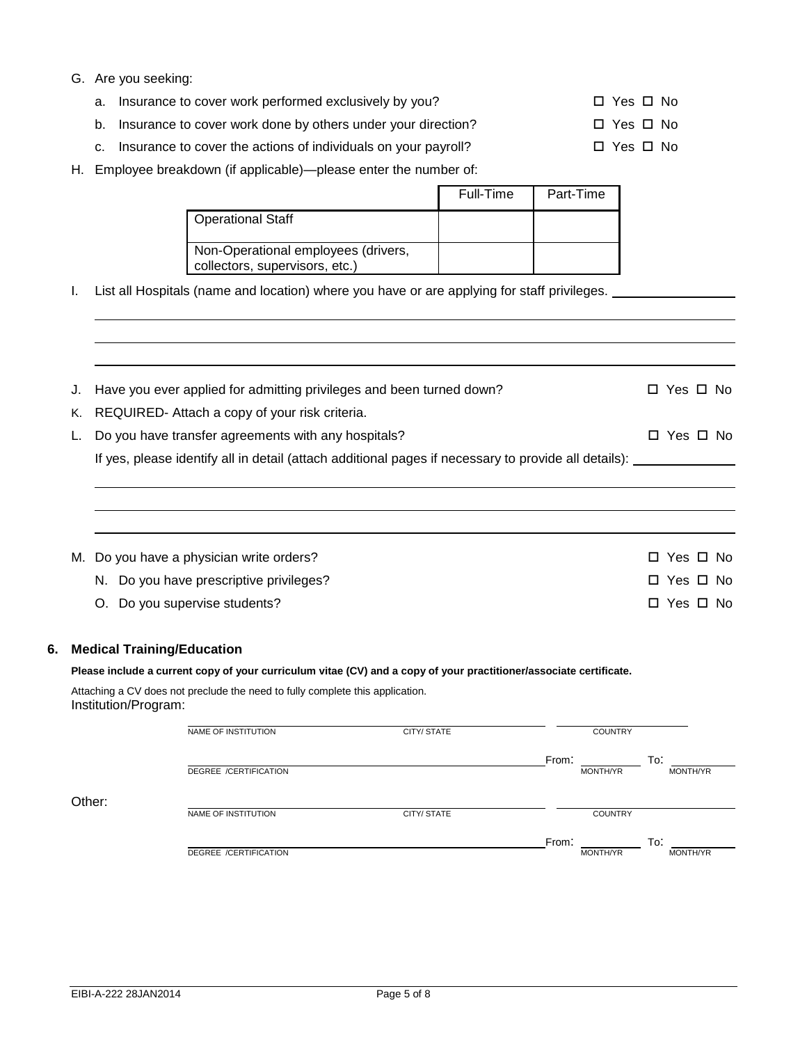G. Are you seeking:

a. Insurance to cover work performed exclusively by you? ☐ Yes ☐ No

b. Insurance to cover work done by others under your direction? ☐ Yes ☐ No

c. Insurance to cover the actions of individuals on your payroll? ☐ Yes ☐ No

H. Employee breakdown (if applicable)—please enter the number of:

| | Full-Time | Part-Time |
|---|---|---|
| Operational Staff | | |
| Non-Operational employees (drivers, collectors, supervisors, etc.) | | |

I. List all Hospitals (name and location) where you have or are applying for staff privileges. ______________

______________________________________________________________________

______________________________________________________________________

______________________________________________________________________

J. Have you ever applied for admitting privileges and been turned down? ☐ Yes ☐ No

K. REQUIRED- Attach a copy of your risk criteria.

L. Do you have transfer agreements with any hospitals? ☐ Yes ☐ No

If yes, please identify all in detail (attach additional pages if necessary to provide all details): ______________

______________________________________________________________________

______________________________________________________________________

______________________________________________________________________

M. Do you have a physician write orders? ☐ Yes ☐ No

N. Do you have prescriptive privileges? ☐ Yes ☐ No

O. Do you supervise students? ☐ Yes ☐ No

## 6. Medical Training/Education

**Please include a current copy of your curriculum vitae (CV) and a copy of your practitioner/associate certificate.**

Attaching a CV does not preclude the need to fully complete this application.

Institution/Program:

______________________________ ______________________________ ______________________________
NAME OF INSTITUTION CITY/ STATE COUNTRY

______________________________________________________________ From: ______________ To: ______________
DEGREE /CERTIFICATION MONTH/YR MONTH/YR

Other:

______________________________ ______________________________ ______________________________
NAME OF INSTITUTION CITY/ STATE COUNTRY

______________________________________________________________ From: ______________ To: ______________
DEGREE /CERTIFICATION MONTH/YR MONTH/YR

EIBI-A-222 28JAN2014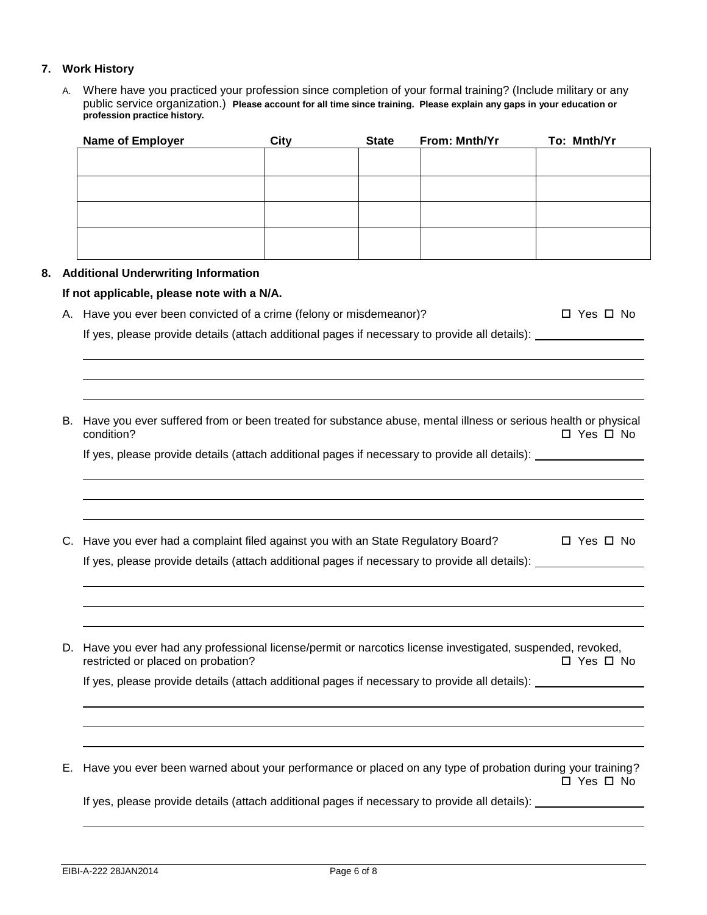## 7. Work History

A. Where have you practiced your profession since completion of your formal training? (Include military or any public service organization.) **Please account for all time since training. Please explain any gaps in your education or profession practice history.**

| Name of Employer | City | State | From: Mnth/Yr | To: Mnth/Yr |
|---|---|---|---|---|
| | | | | |
| | | | | |
| | | | | |
| | | | | |

## 8. Additional Underwriting Information

**If not applicable, please note with a N/A.**

A. Have you ever been convicted of a crime (felony or misdemeanor)? ☐ Yes ☐ No

If yes, please provide details (attach additional pages if necessary to provide all details): ______________________

______________________________________________________________________________

______________________________________________________________________________

______________________________________________________________________________

B. Have you ever suffered from or been treated for substance abuse, mental illness or serious health or physical condition? ☐ Yes ☐ No

If yes, please provide details (attach additional pages if necessary to provide all details): ______________________

______________________________________________________________________________

______________________________________________________________________________

______________________________________________________________________________

C. Have you ever had a complaint filed against you with an State Regulatory Board? ☐ Yes ☐ No

If yes, please provide details (attach additional pages if necessary to provide all details): ______________________

______________________________________________________________________________

______________________________________________________________________________

______________________________________________________________________________

D. Have you ever had any professional license/permit or narcotics license investigated, suspended, revoked, restricted or placed on probation? ☐ Yes ☐ No

If yes, please provide details (attach additional pages if necessary to provide all details): ______________________

______________________________________________________________________________

______________________________________________________________________________

______________________________________________________________________________

E. Have you ever been warned about your performance or placed on any type of probation during your training? ☐ Yes ☐ No

If yes, please provide details (attach additional pages if necessary to provide all details): ______________________

______________________________________________________________________________

EIBI-A-222 28JAN2014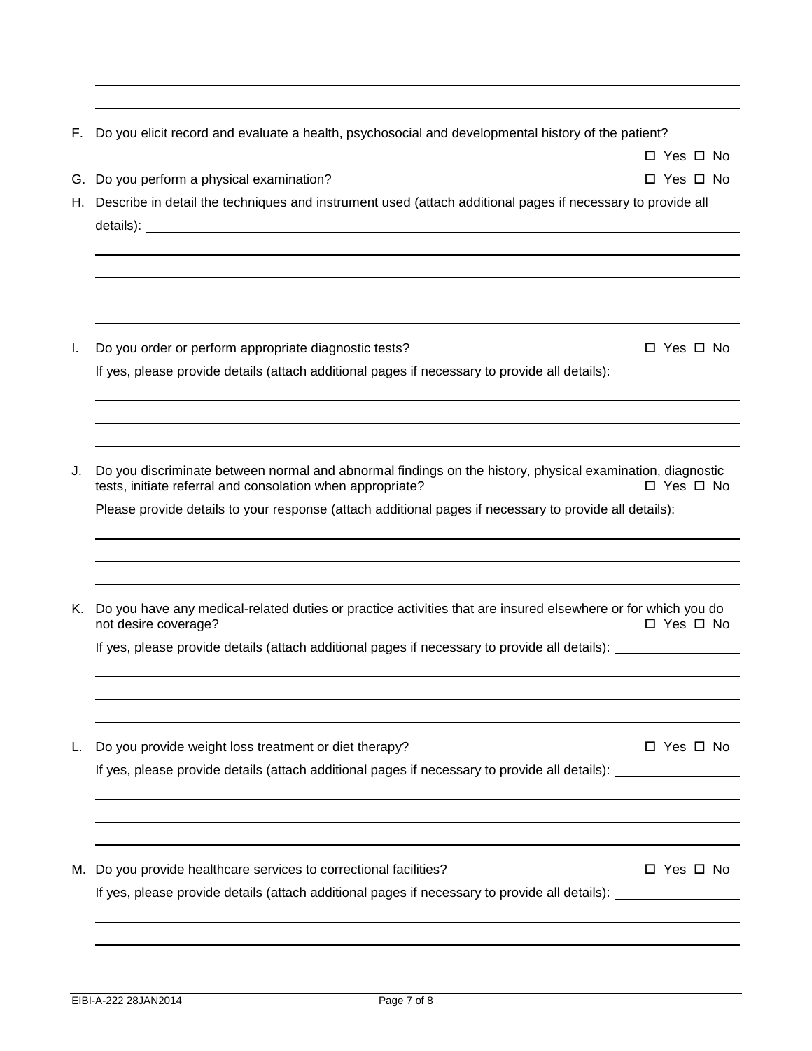F. Do you elicit record and evaluate a health, psychosocial and developmental history of the patient?

☐ Yes ☐ No

G. Do you perform a physical examination? ☐ Yes ☐ No

H. Describe in detail the techniques and instrument used (attach additional pages if necessary to provide all details): ____________________

I. Do you order or perform appropriate diagnostic tests? ☐ Yes ☐ No

If yes, please provide details (attach additional pages if necessary to provide all details): ____________________

J. Do you discriminate between normal and abnormal findings on the history, physical examination, diagnostic tests, initiate referral and consolation when appropriate? ☐ Yes ☐ No

Please provide details to your response (attach additional pages if necessary to provide all details): ____________________

K. Do you have any medical-related duties or practice activities that are insured elsewhere or for which you do not desire coverage? ☐ Yes ☐ No

If yes, please provide details (attach additional pages if necessary to provide all details): ____________________

L. Do you provide weight loss treatment or diet therapy? ☐ Yes ☐ No

If yes, please provide details (attach additional pages if necessary to provide all details): ____________________

M. Do you provide healthcare services to correctional facilities? ☐ Yes ☐ No

If yes, please provide details (attach additional pages if necessary to provide all details): ____________________

EIBI-A-222 28JAN2014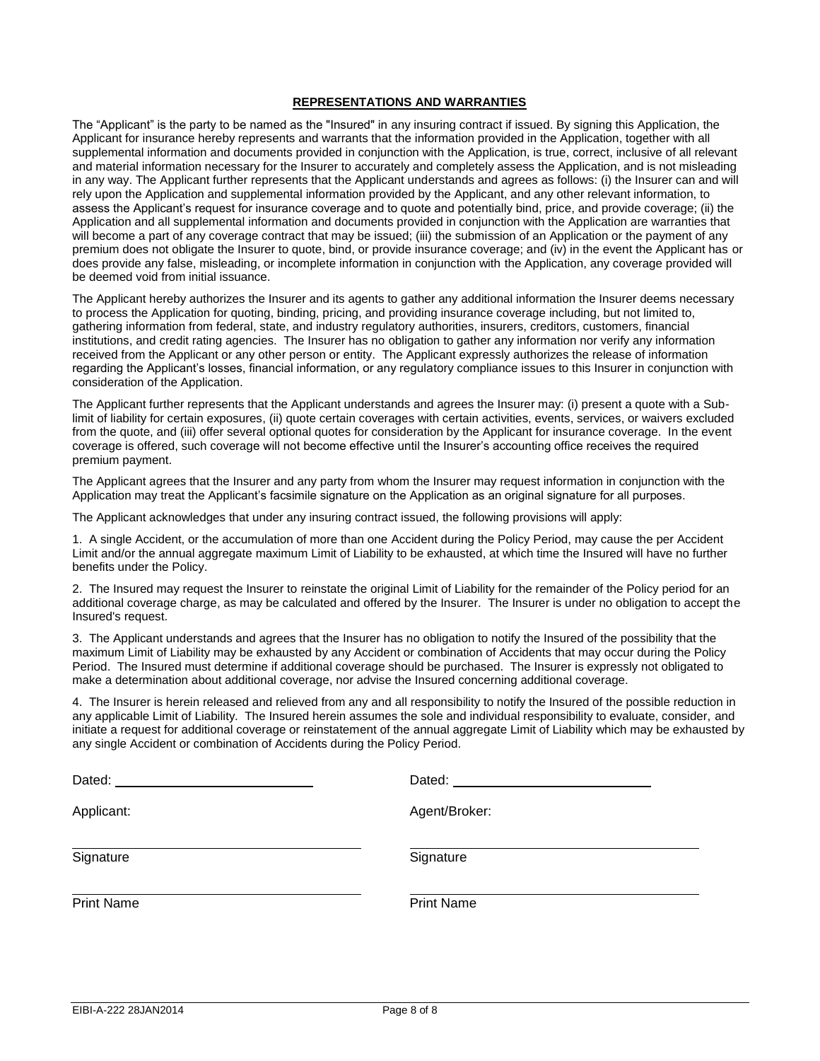## REPRESENTATIONS AND WARRANTIES

The "Applicant" is the party to be named as the "Insured" in any insuring contract if issued. By signing this Application, the Applicant for insurance hereby represents and warrants that the information provided in the Application, together with all supplemental information and documents provided in conjunction with the Application, is true, correct, inclusive of all relevant and material information necessary for the Insurer to accurately and completely assess the Application, and is not misleading in any way. The Applicant further represents that the Applicant understands and agrees as follows: (i) the Insurer can and will rely upon the Application and supplemental information provided by the Applicant, and any other relevant information, to assess the Applicant's request for insurance coverage and to quote and potentially bind, price, and provide coverage; (ii) the Application and all supplemental information and documents provided in conjunction with the Application are warranties that will become a part of any coverage contract that may be issued; (iii) the submission of an Application or the payment of any premium does not obligate the Insurer to quote, bind, or provide insurance coverage; and (iv) in the event the Applicant has or does provide any false, misleading, or incomplete information in conjunction with the Application, any coverage provided will be deemed void from initial issuance.

The Applicant hereby authorizes the Insurer and its agents to gather any additional information the Insurer deems necessary to process the Application for quoting, binding, pricing, and providing insurance coverage including, but not limited to, gathering information from federal, state, and industry regulatory authorities, insurers, creditors, customers, financial institutions, and credit rating agencies. The Insurer has no obligation to gather any information nor verify any information received from the Applicant or any other person or entity. The Applicant expressly authorizes the release of information regarding the Applicant's losses, financial information, or any regulatory compliance issues to this Insurer in conjunction with consideration of the Application.

The Applicant further represents that the Applicant understands and agrees the Insurer may: (i) present a quote with a Sub-limit of liability for certain exposures, (ii) quote certain coverages with certain activities, events, services, or waivers excluded from the quote, and (iii) offer several optional quotes for consideration by the Applicant for insurance coverage. In the event coverage is offered, such coverage will not become effective until the Insurer's accounting office receives the required premium payment.

The Applicant agrees that the Insurer and any party from whom the Insurer may request information in conjunction with the Application may treat the Applicant's facsimile signature on the Application as an original signature for all purposes.

The Applicant acknowledges that under any insuring contract issued, the following provisions will apply:

1. A single Accident, or the accumulation of more than one Accident during the Policy Period, may cause the per Accident Limit and/or the annual aggregate maximum Limit of Liability to be exhausted, at which time the Insured will have no further benefits under the Policy.

2. The Insured may request the Insurer to reinstate the original Limit of Liability for the remainder of the Policy period for an additional coverage charge, as may be calculated and offered by the Insurer. The Insurer is under no obligation to accept the Insured's request.

3. The Applicant understands and agrees that the Insurer has no obligation to notify the Insured of the possibility that the maximum Limit of Liability may be exhausted by any Accident or combination of Accidents that may occur during the Policy Period. The Insured must determine if additional coverage should be purchased. The Insurer is expressly not obligated to make a determination about additional coverage, nor advise the Insured concerning additional coverage.

4. The Insurer is herein released and relieved from any and all responsibility to notify the Insured of the possible reduction in any applicable Limit of Liability. The Insured herein assumes the sole and individual responsibility to evaluate, consider, and initiate a request for additional coverage or reinstatement of the annual aggregate Limit of Liability which may be exhausted by any single Accident or combination of Accidents during the Policy Period.

Dated: ______________________________

Applicant:

______________________________
Signature

______________________________
Print Name

Dated: ______________________________

Agent/Broker:

______________________________
Signature

______________________________
Print Name

EIBI-A-222 28JAN2014